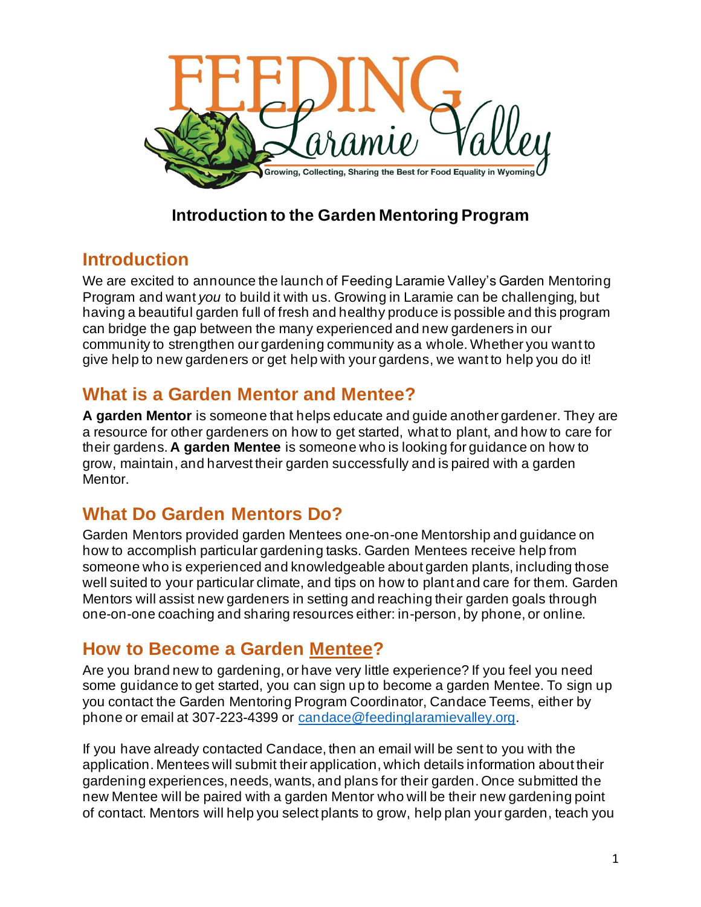FEEDING Laramie Valley

Growing, Collecting, Sharing the Best for Food Equality in Wyoming

# Introduction to the Garden Mentoring Program

## Introduction

We are excited to announce the launch of Feeding Laramie Valley's Garden Mentoring Program and want *you* to build it with us. Growing in Laramie can be challenging, but having a beautiful garden full of fresh and healthy produce is possible and this program can bridge the gap between the many experienced and new gardeners in our community to strengthen our gardening community as a whole. Whether you want to give help to new gardeners or get help with your gardens, we want to help you do it!

## What is a Garden Mentor and Mentee?

**A garden Mentor** is someone that helps educate and guide another gardener. They are a resource for other gardeners on how to get started, what to plant, and how to care for their gardens. **A garden Mentee** is someone who is looking for guidance on how to grow, maintain, and harvest their garden successfully and is paired with a garden Mentor.

## What Do Garden Mentors Do?

Garden Mentors provided garden Mentees one-on-one Mentorship and guidance on how to accomplish particular gardening tasks. Garden Mentees receive help from someone who is experienced and knowledgeable about garden plants, including those well suited to your particular climate, and tips on how to plant and care for them. Garden Mentors will assist new gardeners in setting and reaching their garden goals through one-on-one coaching and sharing resources either: in-person, by phone, or online.

## How to Become a Garden Mentee?

Are you brand new to gardening, or have very little experience? If you feel you need some guidance to get started, you can sign up to become a garden Mentee. To sign up you contact the Garden Mentoring Program Coordinator, Candace Teems, either by phone or email at 307-223-4399 or candace@feedinglaramievalley.org.

If you have already contacted Candace, then an email will be sent to you with the application. Mentees will submit their application, which details information about their gardening experiences, needs, wants, and plans for their garden. Once submitted the new Mentee will be paired with a garden Mentor who will be their new gardening point of contact. Mentors will help you select plants to grow, help plan your garden, teach you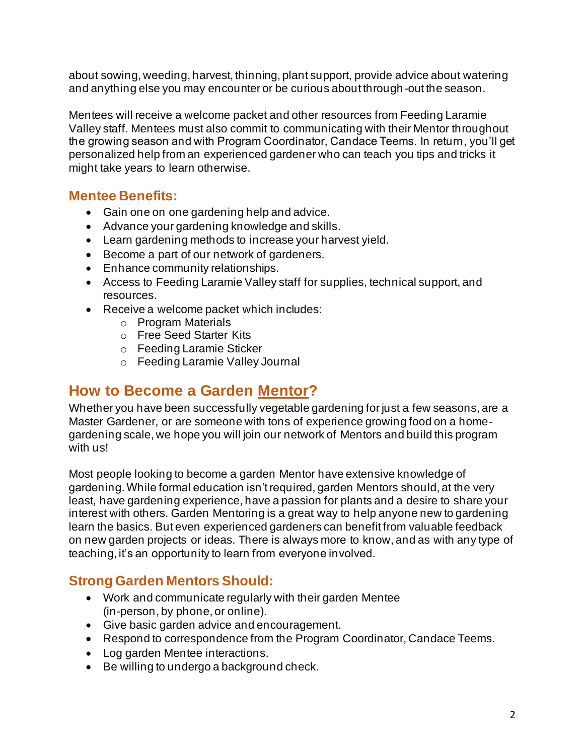about sowing, weeding, harvest, thinning, plant support, provide advice about watering and anything else you may encounter or be curious about through-out the season.

Mentees will receive a welcome packet and other resources from Feeding Laramie Valley staff. Mentees must also commit to communicating with their Mentor throughout the growing season and with Program Coordinator, Candace Teems. In return, you'll get personalized help from an experienced gardener who can teach you tips and tricks it might take years to learn otherwise.

### Mentee Benefits:

- Gain one on one gardening help and advice.
- Advance your gardening knowledge and skills.
- Learn gardening methods to increase your harvest yield.
- Become a part of our network of gardeners.
- Enhance community relationships.
- Access to Feeding Laramie Valley staff for supplies, technical support, and resources.
- Receive a welcome packet which includes:
    - Program Materials
    - Free Seed Starter Kits
    - Feeding Laramie Sticker
    - Feeding Laramie Valley Journal

## How to Become a Garden Mentor?

Whether you have been successfully vegetable gardening for just a few seasons, are a Master Gardener, or are someone with tons of experience growing food on a home-gardening scale, we hope you will join our network of Mentors and build this program with us!

Most people looking to become a garden Mentor have extensive knowledge of gardening. While formal education isn't required, garden Mentors should, at the very least, have gardening experience, have a passion for plants and a desire to share your interest with others. Garden Mentoring is a great way to help anyone new to gardening learn the basics. But even experienced gardeners can benefit from valuable feedback on new garden projects or ideas. There is always more to know, and as with any type of teaching, it's an opportunity to learn from everyone involved.

### Strong Garden Mentors Should:

- Work and communicate regularly with their garden Mentee (in-person, by phone, or online).
- Give basic garden advice and encouragement.
- Respond to correspondence from the Program Coordinator, Candace Teems.
- Log garden Mentee interactions.
- Be willing to undergo a background check.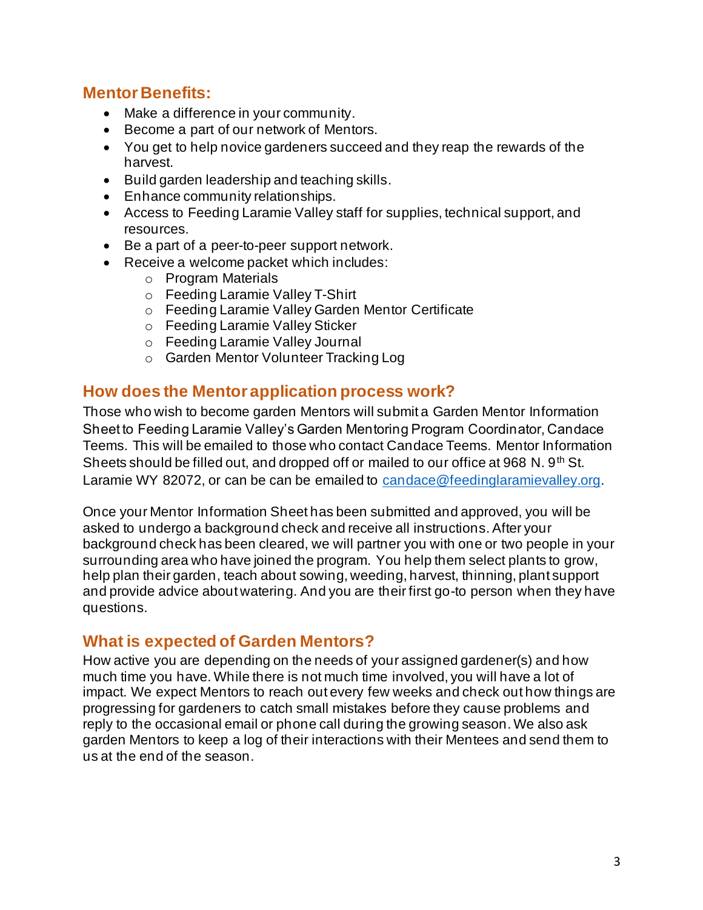## Mentor Benefits:

- Make a difference in your community.
- Become a part of our network of Mentors.
- You get to help novice gardeners succeed and they reap the rewards of the harvest.
- Build garden leadership and teaching skills.
- Enhance community relationships.
- Access to Feeding Laramie Valley staff for supplies, technical support, and resources.
- Be a part of a peer-to-peer support network.
- Receive a welcome packet which includes:
  - Program Materials
  - Feeding Laramie Valley T-Shirt
  - Feeding Laramie Valley Garden Mentor Certificate
  - Feeding Laramie Valley Sticker
  - Feeding Laramie Valley Journal
  - Garden Mentor Volunteer Tracking Log

## How does the Mentor application process work?

Those who wish to become garden Mentors will submit a Garden Mentor Information Sheet to Feeding Laramie Valley's Garden Mentoring Program Coordinator, Candace Teems. This will be emailed to those who contact Candace Teems. Mentor Information Sheets should be filled out, and dropped off or mailed to our office at 968 N. 9th St. Laramie WY 82072, or can be can be emailed to candace@feedinglaramievalley.org.

Once your Mentor Information Sheet has been submitted and approved, you will be asked to undergo a background check and receive all instructions. After your background check has been cleared, we will partner you with one or two people in your surrounding area who have joined the program. You help them select plants to grow, help plan their garden, teach about sowing, weeding, harvest, thinning, plant support and provide advice about watering. And you are their first go-to person when they have questions.

## What is expected of Garden Mentors?

How active you are depending on the needs of your assigned gardener(s) and how much time you have. While there is not much time involved, you will have a lot of impact. We expect Mentors to reach out every few weeks and check out how things are progressing for gardeners to catch small mistakes before they cause problems and reply to the occasional email or phone call during the growing season. We also ask garden Mentors to keep a log of their interactions with their Mentees and send them to us at the end of the season.